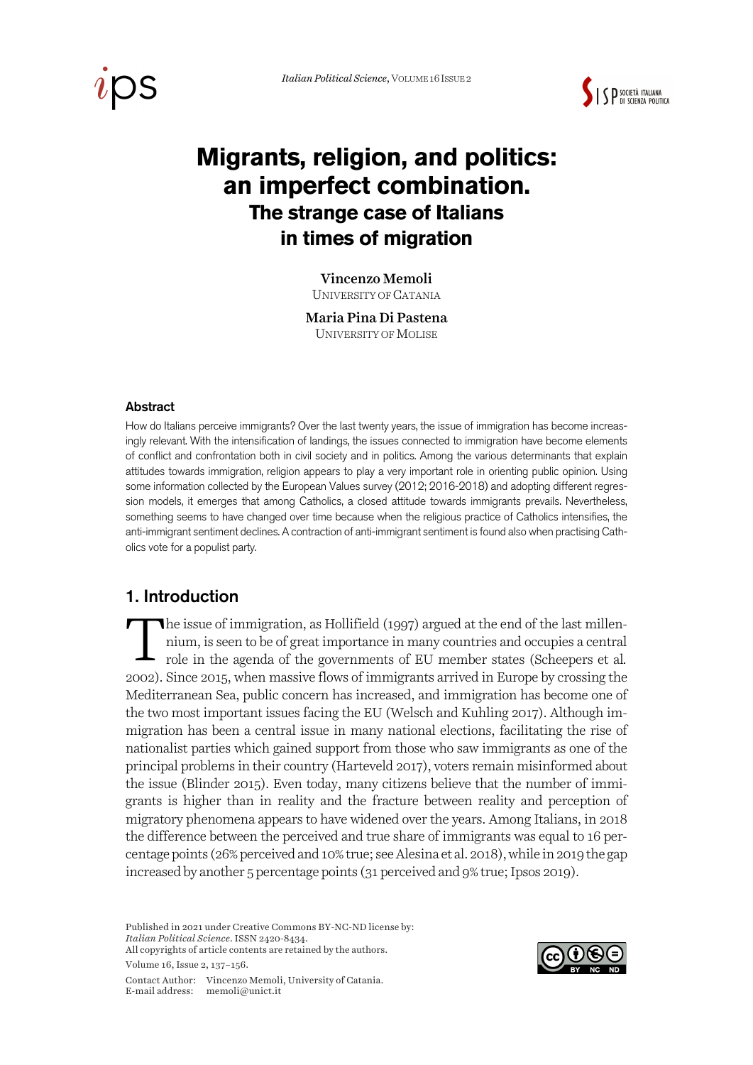# Migrants, religion, and politics: an imperfect combination.

## The strange case of Italians in times of migration

**Vincenzo Memoli**
UNIVERSITY OF CATANIA

**Maria Pina Di Pastena**
UNIVERSITY OF MOLISE

### Abstract

How do Italians perceive immigrants? Over the last twenty years, the issue of immigration has become increasingly relevant. With the intensification of landings, the issues connected to immigration have become elements of conflict and confrontation both in civil society and in politics. Among the various determinants that explain attitudes towards immigration, religion appears to play a very important role in orienting public opinion. Using some information collected by the European Values survey (2012; 2016-2018) and adopting different regression models, it emerges that among Catholics, a closed attitude towards immigrants prevails. Nevertheless, something seems to have changed over time because when the religious practice of Catholics intensifies, the anti-immigrant sentiment declines. A contraction of anti-immigrant sentiment is found also when practising Catholics vote for a populist party.

## 1. Introduction

The issue of immigration, as Hollifield (1997) argued at the end of the last millennium, is seen to be of great importance in many countries and occupies a central role in the agenda of the governments of EU member states (Scheepers et al. 2002). Since 2015, when massive flows of immigrants arrived in Europe by crossing the Mediterranean Sea, public concern has increased, and immigration has become one of the two most important issues facing the EU (Welsch and Kuhling 2017). Although immigration has been a central issue in many national elections, facilitating the rise of nationalist parties which gained support from those who saw immigrants as one of the principal problems in their country (Harteveld 2017), voters remain misinformed about the issue (Blinder 2015). Even today, many citizens believe that the number of immigrants is higher than in reality and the fracture between reality and perception of migratory phenomena appears to have widened over the years. Among Italians, in 2018 the difference between the perceived and true share of immigrants was equal to 16 percentage points (26% perceived and 10% true; see Alesina et al. 2018), while in 2019 the gap increased by another 5 percentage points (31 perceived and 9% true; Ipsos 2019).

Published in 2021 under Creative Commons BY-NC-ND license by:
*Italian Political Science*. ISSN 2420-8434.
All copyrights of article contents are retained by the authors.

Contact Author: Vincenzo Memoli, University of Catania.
E-mail address: memoli@unict.it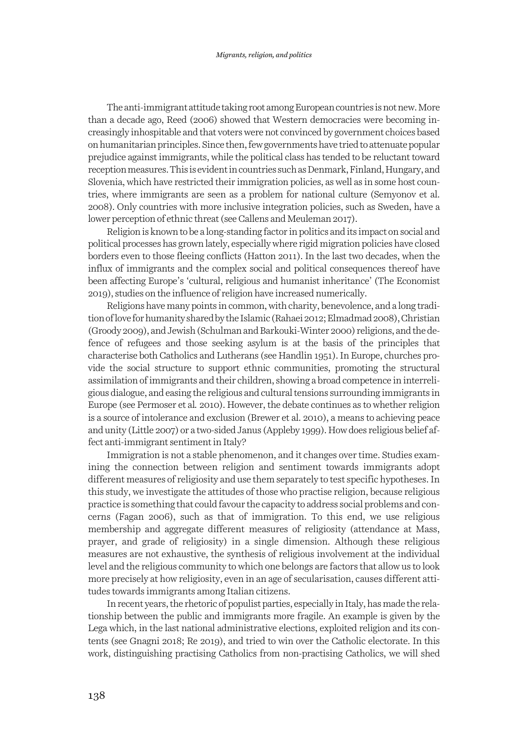The anti-immigrant attitude taking root among European countries is not new. More than a decade ago, Reed (2006) showed that Western democracies were becoming increasingly inhospitable and that voters were not convinced by government choices based on humanitarian principles. Since then, few governments have tried to attenuate popular prejudice against immigrants, while the political class has tended to be reluctant toward reception measures. This is evident in countries such as Denmark, Finland, Hungary, and Slovenia, which have restricted their immigration policies, as well as in some host countries, where immigrants are seen as a problem for national culture (Semyonov et al. 2008). Only countries with more inclusive integration policies, such as Sweden, have a lower perception of ethnic threat (see Callens and Meuleman 2017).

Religion is known to be a long-standing factor in politics and its impact on social and political processes has grown lately, especially where rigid migration policies have closed borders even to those fleeing conflicts (Hatton 2011). In the last two decades, when the influx of immigrants and the complex social and political consequences thereof have been affecting Europe's 'cultural, religious and humanist inheritance' (The Economist 2019), studies on the influence of religion have increased numerically.

Religions have many points in common, with charity, benevolence, and a long tradition of love for humanity shared by the Islamic (Rahaei 2012; Elmadmad 2008), Christian (Groody 2009), and Jewish (Schulman and Barkouki-Winter 2000) religions, and the defence of refugees and those seeking asylum is at the basis of the principles that characterise both Catholics and Lutherans (see Handlin 1951). In Europe, churches provide the social structure to support ethnic communities, promoting the structural assimilation of immigrants and their children, showing a broad competence in interreligious dialogue, and easing the religious and cultural tensions surrounding immigrants in Europe (see Permoser et al. 2010). However, the debate continues as to whether religion is a source of intolerance and exclusion (Brewer et al. 2010), a means to achieving peace and unity (Little 2007) or a two-sided Janus (Appleby 1999). How does religious belief affect anti-immigrant sentiment in Italy?

Immigration is not a stable phenomenon, and it changes over time. Studies examining the connection between religion and sentiment towards immigrants adopt different measures of religiosity and use them separately to test specific hypotheses. In this study, we investigate the attitudes of those who practise religion, because religious practice is something that could favour the capacity to address social problems and concerns (Fagan 2006), such as that of immigration. To this end, we use religious membership and aggregate different measures of religiosity (attendance at Mass, prayer, and grade of religiosity) in a single dimension. Although these religious measures are not exhaustive, the synthesis of religious involvement at the individual level and the religious community to which one belongs are factors that allow us to look more precisely at how religiosity, even in an age of secularisation, causes different attitudes towards immigrants among Italian citizens.

In recent years, the rhetoric of populist parties, especially in Italy, has made the relationship between the public and immigrants more fragile. An example is given by the Lega which, in the last national administrative elections, exploited religion and its contents (see Gnagni 2018; Re 2019), and tried to win over the Catholic electorate. In this work, distinguishing practising Catholics from non-practising Catholics, we will shed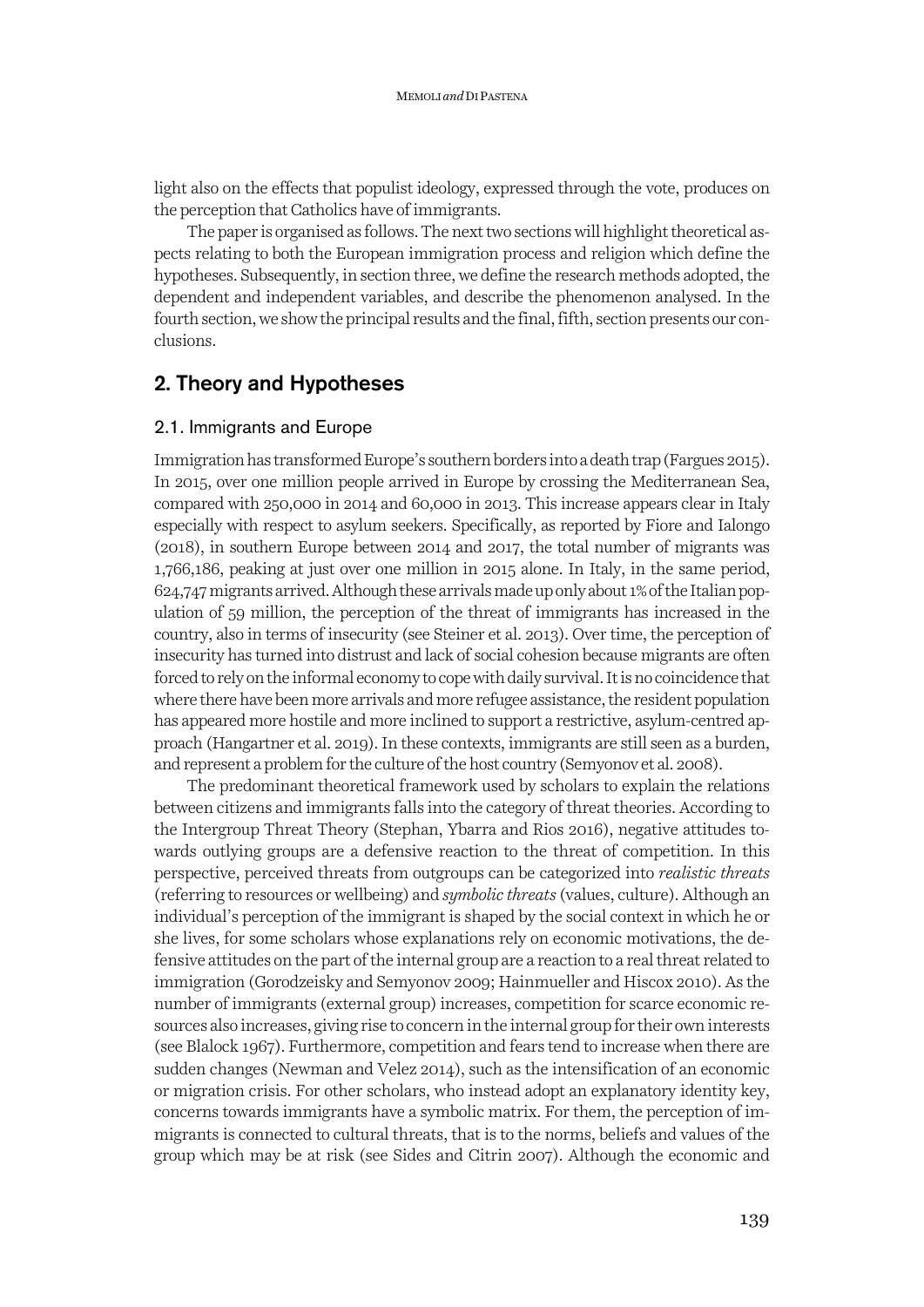light also on the effects that populist ideology, expressed through the vote, produces on the perception that Catholics have of immigrants.

The paper is organised as follows. The next two sections will highlight theoretical aspects relating to both the European immigration process and religion which define the hypotheses. Subsequently, in section three, we define the research methods adopted, the dependent and independent variables, and describe the phenomenon analysed. In the fourth section, we show the principal results and the final, fifth, section presents our conclusions.

## 2. Theory and Hypotheses

### 2.1. Immigrants and Europe

Immigration has transformed Europe's southern borders into a death trap (Fargues 2015). In 2015, over one million people arrived in Europe by crossing the Mediterranean Sea, compared with 250,000 in 2014 and 60,000 in 2013. This increase appears clear in Italy especially with respect to asylum seekers. Specifically, as reported by Fiore and Ialongo (2018), in southern Europe between 2014 and 2017, the total number of migrants was 1,766,186, peaking at just over one million in 2015 alone. In Italy, in the same period, 624,747 migrants arrived. Although these arrivals made up only about 1% of the Italian population of 59 million, the perception of the threat of immigrants has increased in the country, also in terms of insecurity (see Steiner et al. 2013). Over time, the perception of insecurity has turned into distrust and lack of social cohesion because migrants are often forced to rely on the informal economy to cope with daily survival. It is no coincidence that where there have been more arrivals and more refugee assistance, the resident population has appeared more hostile and more inclined to support a restrictive, asylum-centred approach (Hangartner et al. 2019). In these contexts, immigrants are still seen as a burden, and represent a problem for the culture of the host country (Semyonov et al. 2008).

The predominant theoretical framework used by scholars to explain the relations between citizens and immigrants falls into the category of threat theories. According to the Intergroup Threat Theory (Stephan, Ybarra and Rios 2016), negative attitudes towards outlying groups are a defensive reaction to the threat of competition. In this perspective, perceived threats from outgroups can be categorized into *realistic threats* (referring to resources or wellbeing) and *symbolic threats* (values, culture). Although an individual's perception of the immigrant is shaped by the social context in which he or she lives, for some scholars whose explanations rely on economic motivations, the defensive attitudes on the part of the internal group are a reaction to a real threat related to immigration (Gorodzeisky and Semyonov 2009; Hainmueller and Hiscox 2010). As the number of immigrants (external group) increases, competition for scarce economic resources also increases, giving rise to concern in the internal group for their own interests (see Blalock 1967). Furthermore, competition and fears tend to increase when there are sudden changes (Newman and Velez 2014), such as the intensification of an economic or migration crisis. For other scholars, who instead adopt an explanatory identity key, concerns towards immigrants have a symbolic matrix. For them, the perception of immigrants is connected to cultural threats, that is to the norms, beliefs and values of the group which may be at risk (see Sides and Citrin 2007). Although the economic and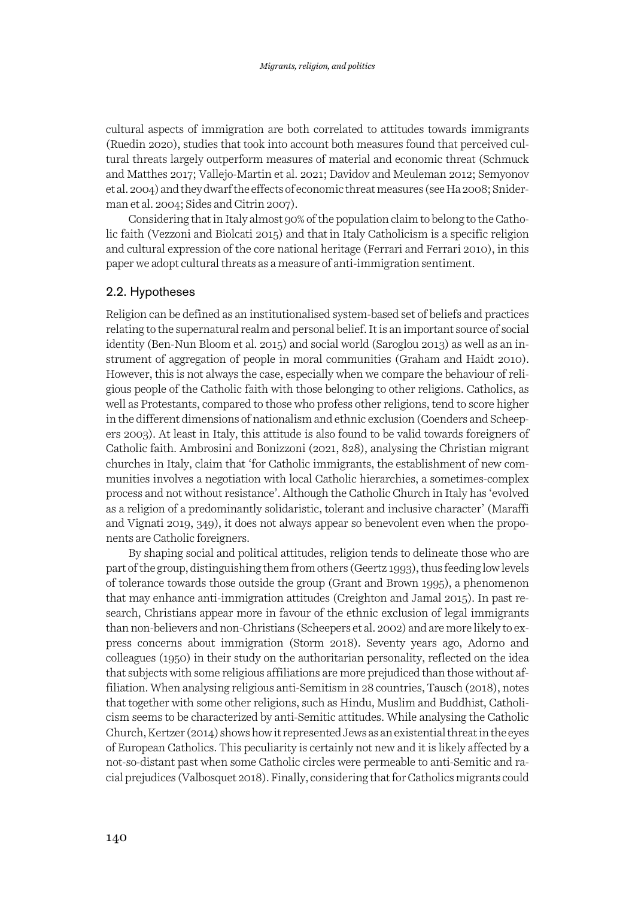cultural aspects of immigration are both correlated to attitudes towards immigrants (Ruedin 2020), studies that took into account both measures found that perceived cultural threats largely outperform measures of material and economic threat (Schmuck and Matthes 2017; Vallejo-Martin et al. 2021; Davidov and Meuleman 2012; Semyonov et al. 2004) and they dwarf the effects of economic threat measures (see Ha 2008; Sniderman et al. 2004; Sides and Citrin 2007).

Considering that in Italy almost 90% of the population claim to belong to the Catholic faith (Vezzoni and Biolcati 2015) and that in Italy Catholicism is a specific religion and cultural expression of the core national heritage (Ferrari and Ferrari 2010), in this paper we adopt cultural threats as a measure of anti-immigration sentiment.

## 2.2. Hypotheses

Religion can be defined as an institutionalised system-based set of beliefs and practices relating to the supernatural realm and personal belief. It is an important source of social identity (Ben-Nun Bloom et al. 2015) and social world (Saroglou 2013) as well as an instrument of aggregation of people in moral communities (Graham and Haidt 2010). However, this is not always the case, especially when we compare the behaviour of religious people of the Catholic faith with those belonging to other religions. Catholics, as well as Protestants, compared to those who profess other religions, tend to score higher in the different dimensions of nationalism and ethnic exclusion (Coenders and Scheepers 2003). At least in Italy, this attitude is also found to be valid towards foreigners of Catholic faith. Ambrosini and Bonizzoni (2021, 828), analysing the Christian migrant churches in Italy, claim that 'for Catholic immigrants, the establishment of new communities involves a negotiation with local Catholic hierarchies, a sometimes-complex process and not without resistance'. Although the Catholic Church in Italy has 'evolved as a religion of a predominantly solidaristic, tolerant and inclusive character' (Maraffi and Vignati 2019, 349), it does not always appear so benevolent even when the proponents are Catholic foreigners.

By shaping social and political attitudes, religion tends to delineate those who are part of the group, distinguishing them from others (Geertz 1993), thus feeding low levels of tolerance towards those outside the group (Grant and Brown 1995), a phenomenon that may enhance anti-immigration attitudes (Creighton and Jamal 2015). In past research, Christians appear more in favour of the ethnic exclusion of legal immigrants than non-believers and non-Christians (Scheepers et al. 2002) and are more likely to express concerns about immigration (Storm 2018). Seventy years ago, Adorno and colleagues (1950) in their study on the authoritarian personality, reflected on the idea that subjects with some religious affiliations are more prejudiced than those without affiliation. When analysing religious anti-Semitism in 28 countries, Tausch (2018), notes that together with some other religions, such as Hindu, Muslim and Buddhist, Catholicism seems to be characterized by anti-Semitic attitudes. While analysing the Catholic Church, Kertzer (2014) shows how it represented Jews as an existential threat in the eyes of European Catholics. This peculiarity is certainly not new and it is likely affected by a not-so-distant past when some Catholic circles were permeable to anti-Semitic and racial prejudices (Valbosquet 2018). Finally, considering that for Catholics migrants could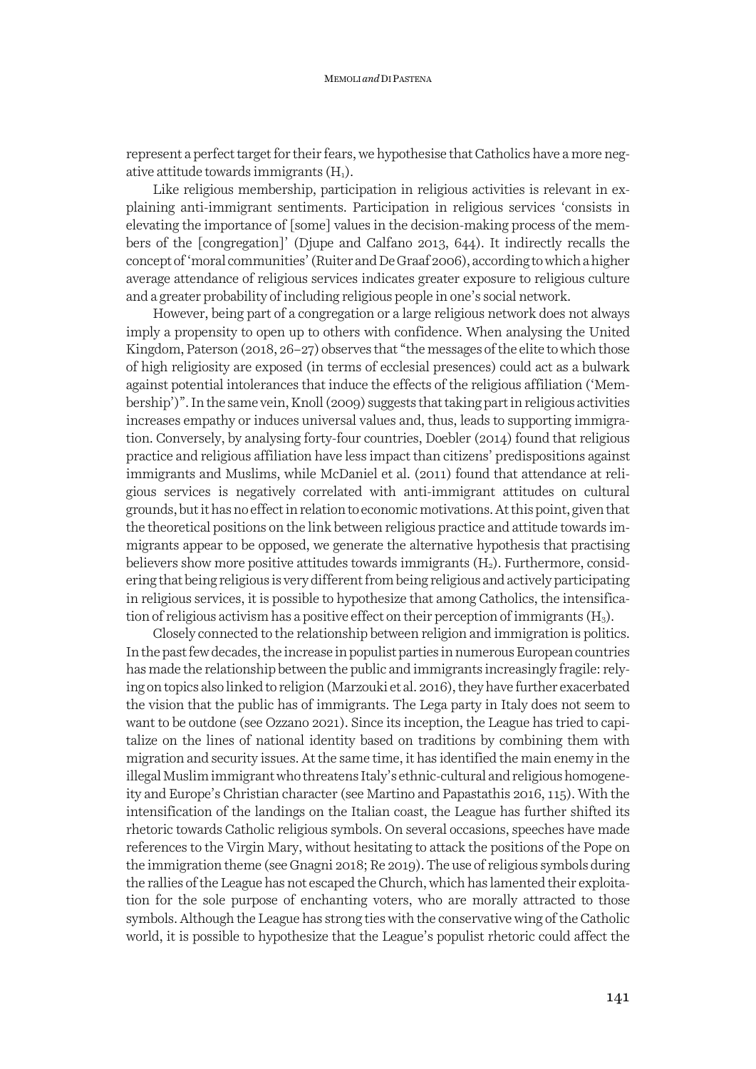represent a perfect target for their fears, we hypothesise that Catholics have a more negative attitude towards immigrants ($H_1$).

Like religious membership, participation in religious activities is relevant in explaining anti-immigrant sentiments. Participation in religious services 'consists in elevating the importance of [some] values in the decision-making process of the members of the [congregation]' (Djupe and Calfano 2013, 644). It indirectly recalls the concept of 'moral communities' (Ruiter and De Graaf 2006), according to which a higher average attendance of religious services indicates greater exposure to religious culture and a greater probability of including religious people in one's social network.

However, being part of a congregation or a large religious network does not always imply a propensity to open up to others with confidence. When analysing the United Kingdom, Paterson (2018, 26–27) observes that "the messages of the elite to which those of high religiosity are exposed (in terms of ecclesial presences) could act as a bulwark against potential intolerances that induce the effects of the religious affiliation ('Membership')". In the same vein, Knoll (2009) suggests that taking part in religious activities increases empathy or induces universal values and, thus, leads to supporting immigration. Conversely, by analysing forty-four countries, Doebler (2014) found that religious practice and religious affiliation have less impact than citizens' predispositions against immigrants and Muslims, while McDaniel et al. (2011) found that attendance at religious services is negatively correlated with anti-immigrant attitudes on cultural grounds, but it has no effect in relation to economic motivations. At this point, given that the theoretical positions on the link between religious practice and attitude towards immigrants appear to be opposed, we generate the alternative hypothesis that practising believers show more positive attitudes towards immigrants ($H_2$). Furthermore, considering that being religious is very different from being religious and actively participating in religious services, it is possible to hypothesize that among Catholics, the intensification of religious activism has a positive effect on their perception of immigrants ($H_3$).

Closely connected to the relationship between religion and immigration is politics. In the past few decades, the increase in populist parties in numerous European countries has made the relationship between the public and immigrants increasingly fragile: relying on topics also linked to religion (Marzouki et al. 2016), they have further exacerbated the vision that the public has of immigrants. The Lega party in Italy does not seem to want to be outdone (see Ozzano 2021). Since its inception, the League has tried to capitalize on the lines of national identity based on traditions by combining them with migration and security issues. At the same time, it has identified the main enemy in the illegal Muslim immigrant who threatens Italy's ethnic-cultural and religious homogeneity and Europe's Christian character (see Martino and Papastathis 2016, 115). With the intensification of the landings on the Italian coast, the League has further shifted its rhetoric towards Catholic religious symbols. On several occasions, speeches have made references to the Virgin Mary, without hesitating to attack the positions of the Pope on the immigration theme (see Gnagni 2018; Re 2019). The use of religious symbols during the rallies of the League has not escaped the Church, which has lamented their exploitation for the sole purpose of enchanting voters, who are morally attracted to those symbols. Although the League has strong ties with the conservative wing of the Catholic world, it is possible to hypothesize that the League's populist rhetoric could affect the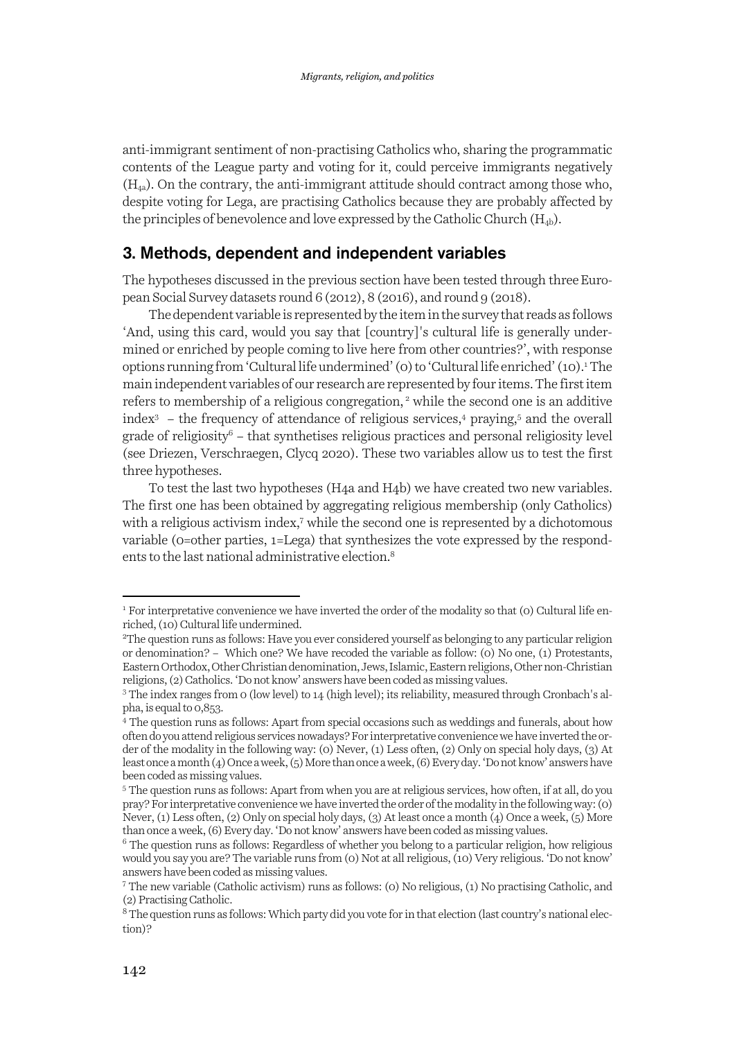anti-immigrant sentiment of non-practising Catholics who, sharing the programmatic contents of the League party and voting for it, could perceive immigrants negatively ($H_{4a}$). On the contrary, the anti-immigrant attitude should contract among those who, despite voting for Lega, are practising Catholics because they are probably affected by the principles of benevolence and love expressed by the Catholic Church ($H_{4b}$).

## 3. Methods, dependent and independent variables

The hypotheses discussed in the previous section have been tested through three European Social Survey datasets round 6 (2012), 8 (2016), and round 9 (2018).

The dependent variable is represented by the item in the survey that reads as follows 'And, using this card, would you say that [country]'s cultural life is generally undermined or enriched by people coming to live here from other countries?', with response options running from 'Cultural life undermined' (0) to 'Cultural life enriched' (10).[1] The main independent variables of our research are represented by four items. The first item refers to membership of a religious congregation, [2] while the second one is an additive index[3] – the frequency of attendance of religious services,[4] praying,[5] and the overall grade of religiosity[6] – that synthetises religious practices and personal religiosity level (see Driezen, Verschraegen, Clycq 2020). These two variables allow us to test the first three hypotheses.

To test the last two hypotheses (H4a and H4b) we have created two new variables. The first one has been obtained by aggregating religious membership (only Catholics) with a religious activism index,[7] while the second one is represented by a dichotomous variable (0=other parties, 1=Lega) that synthesizes the vote expressed by the respondents to the last national administrative election.[8]

---

[1] For interpretative convenience we have inverted the order of the modality so that (0) Cultural life enriched, (10) Cultural life undermined.

[2] The question runs as follows: Have you ever considered yourself as belonging to any particular religion or denomination? – Which one? We have recoded the variable as follow: (0) No one, (1) Protestants, Eastern Orthodox, Other Christian denomination, Jews, Islamic, Eastern religions, Other non-Christian religions, (2) Catholics. 'Do not know' answers have been coded as missing values.

[3] The index ranges from 0 (low level) to 14 (high level); its reliability, measured through Cronbach's alpha, is equal to 0,853.

[4] The question runs as follows: Apart from special occasions such as weddings and funerals, about how often do you attend religious services nowadays? For interpretative convenience we have inverted the order of the modality in the following way: (0) Never, (1) Less often, (2) Only on special holy days, (3) At least once a month (4) Once a week, (5) More than once a week, (6) Every day. 'Do not know' answers have been coded as missing values.

[5] The question runs as follows: Apart from when you are at religious services, how often, if at all, do you pray? For interpretative convenience we have inverted the order of the modality in the following way: (0) Never, (1) Less often, (2) Only on special holy days, (3) At least once a month (4) Once a week, (5) More than once a week, (6) Every day. 'Do not know' answers have been coded as missing values.

[6] The question runs as follows: Regardless of whether you belong to a particular religion, how religious would you say you are? The variable runs from (0) Not at all religious, (10) Very religious. 'Do not know' answers have been coded as missing values.

[7] The new variable (Catholic activism) runs as follows: (0) No religious, (1) No practising Catholic, and (2) Practising Catholic.

[8] The question runs as follows: Which party did you vote for in that election (last country's national election)?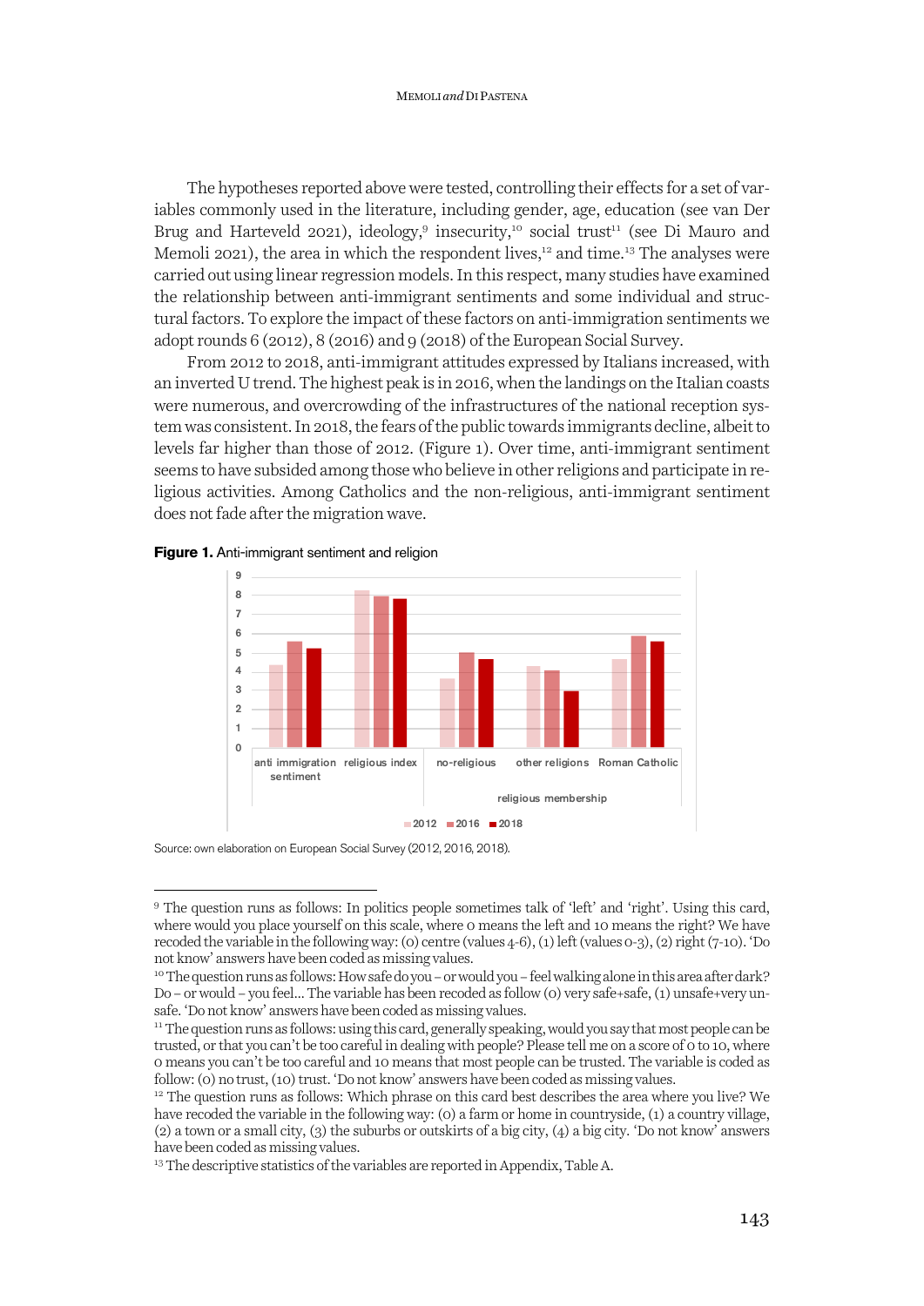The hypotheses reported above were tested, controlling their effects for a set of variables commonly used in the literature, including gender, age, education (see van Der Brug and Harteveld 2021), ideology,[9] insecurity,[10] social trust[11] (see Di Mauro and Memoli 2021), the area in which the respondent lives,[12] and time.[13] The analyses were carried out using linear regression models. In this respect, many studies have examined the relationship between anti-immigrant sentiments and some individual and structural factors. To explore the impact of these factors on anti-immigration sentiments we adopt rounds 6 (2012), 8 (2016) and 9 (2018) of the European Social Survey.

From 2012 to 2018, anti-immigrant attitudes expressed by Italians increased, with an inverted U trend. The highest peak is in 2016, when the landings on the Italian coasts were numerous, and overcrowding of the infrastructures of the national reception system was consistent. In 2018, the fears of the public towards immigrants decline, albeit to levels far higher than those of 2012. (Figure 1). Over time, anti-immigrant sentiment seems to have subsided among those who believe in other religions and participate in religious activities. Among Catholics and the non-religious, anti-immigrant sentiment does not fade after the migration wave.

**Figure 1.** Anti-immigrant sentiment and religion

Source: own elaboration on European Social Survey (2012, 2016, 2018).

---

[9] The question runs as follows: In politics people sometimes talk of 'left' and 'right'. Using this card, where would you place yourself on this scale, where 0 means the left and 10 means the right? We have recoded the variable in the following way: (0) centre (values 4-6), (1) left (values 0-3), (2) right (7-10). 'Do not know' answers have been coded as missing values.

[10] The question runs as follows: How safe do you – or would you – feel walking alone in this area after dark? Do – or would – you feel... The variable has been recoded as follow (0) very safe+safe, (1) unsafe+very unsafe. 'Do not know' answers have been coded as missing values.

[11] The question runs as follows: using this card, generally speaking, would you say that most people can be trusted, or that you can't be too careful in dealing with people? Please tell me on a score of 0 to 10, where 0 means you can't be too careful and 10 means that most people can be trusted. The variable is coded as follow: (0) no trust, (10) trust. 'Do not know' answers have been coded as missing values.

[12] The question runs as follows: Which phrase on this card best describes the area where you live? We have recoded the variable in the following way: (0) a farm or home in countryside, (1) a country village, (2) a town or a small city, (3) the suburbs or outskirts of a big city, (4) a big city. 'Do not know' answers have been coded as missing values.

[13] The descriptive statistics of the variables are reported in Appendix, Table A.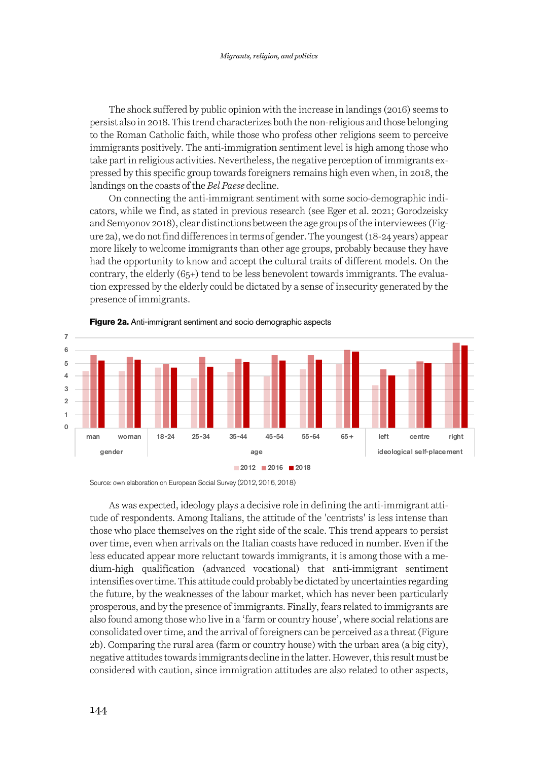The shock suffered by public opinion with the increase in landings (2016) seems to persist also in 2018. This trend characterizes both the non-religious and those belonging to the Roman Catholic faith, while those who profess other religions seem to perceive immigrants positively. The anti-immigration sentiment level is high among those who take part in religious activities. Nevertheless, the negative perception of immigrants expressed by this specific group towards foreigners remains high even when, in 2018, the landings on the coasts of the *Bel Paese* decline.

On connecting the anti-immigrant sentiment with some socio-demographic indicators, while we find, as stated in previous research (see Eger et al. 2021; Gorodzeisky and Semyonov 2018), clear distinctions between the age groups of the interviewees (Figure 2a), we do not find differences in terms of gender. The youngest (18-24 years) appear more likely to welcome immigrants than other age groups, probably because they have had the opportunity to know and accept the cultural traits of different models. On the contrary, the elderly (65+) tend to be less benevolent towards immigrants. The evaluation expressed by the elderly could be dictated by a sense of insecurity generated by the presence of immigrants.

**Figure 2a.** Anti-immigrant sentiment and socio demographic aspects

Source: own elaboration on European Social Survey (2012, 2016, 2018)

As was expected, ideology plays a decisive role in defining the anti-immigrant attitude of respondents. Among Italians, the attitude of the 'centrists' is less intense than those who place themselves on the right side of the scale. This trend appears to persist over time, even when arrivals on the Italian coasts have reduced in number. Even if the less educated appear more reluctant towards immigrants, it is among those with a medium-high qualification (advanced vocational) that anti-immigrant sentiment intensifies over time. This attitude could probably be dictated by uncertainties regarding the future, by the weaknesses of the labour market, which has never been particularly prosperous, and by the presence of immigrants. Finally, fears related to immigrants are also found among those who live in a 'farm or country house', where social relations are consolidated over time, and the arrival of foreigners can be perceived as a threat (Figure 2b). Comparing the rural area (farm or country house) with the urban area (a big city), negative attitudes towards immigrants decline in the latter. However, this result must be considered with caution, since immigration attitudes are also related to other aspects,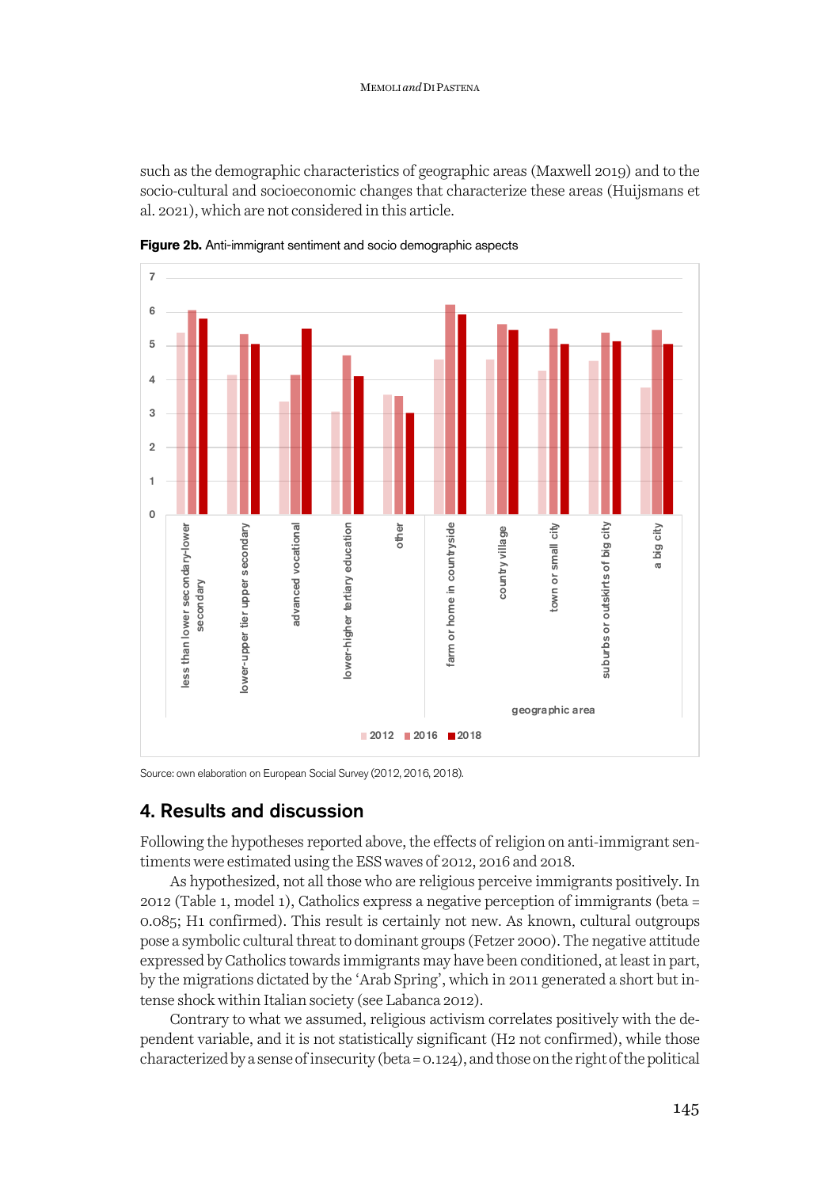such as the demographic characteristics of geographic areas (Maxwell 2019) and to the socio-cultural and socioeconomic changes that characterize these areas (Huijsmans et al. 2021), which are not considered in this article.

**Figure 2b.** Anti-immigrant sentiment and socio demographic aspects

Source: own elaboration on European Social Survey (2012, 2016, 2018).

## 4. Results and discussion

Following the hypotheses reported above, the effects of religion on anti-immigrant sentiments were estimated using the ESS waves of 2012, 2016 and 2018.

As hypothesized, not all those who are religious perceive immigrants positively. In 2012 (Table 1, model 1), Catholics express a negative perception of immigrants (beta = 0.085; H1 confirmed). This result is certainly not new. As known, cultural outgroups pose a symbolic cultural threat to dominant groups (Fetzer 2000). The negative attitude expressed by Catholics towards immigrants may have been conditioned, at least in part, by the migrations dictated by the 'Arab Spring', which in 2011 generated a short but intense shock within Italian society (see Labanca 2012).

Contrary to what we assumed, religious activism correlates positively with the dependent variable, and it is not statistically significant (H2 not confirmed), while those characterized by a sense of insecurity (beta = 0.124), and those on the right of the political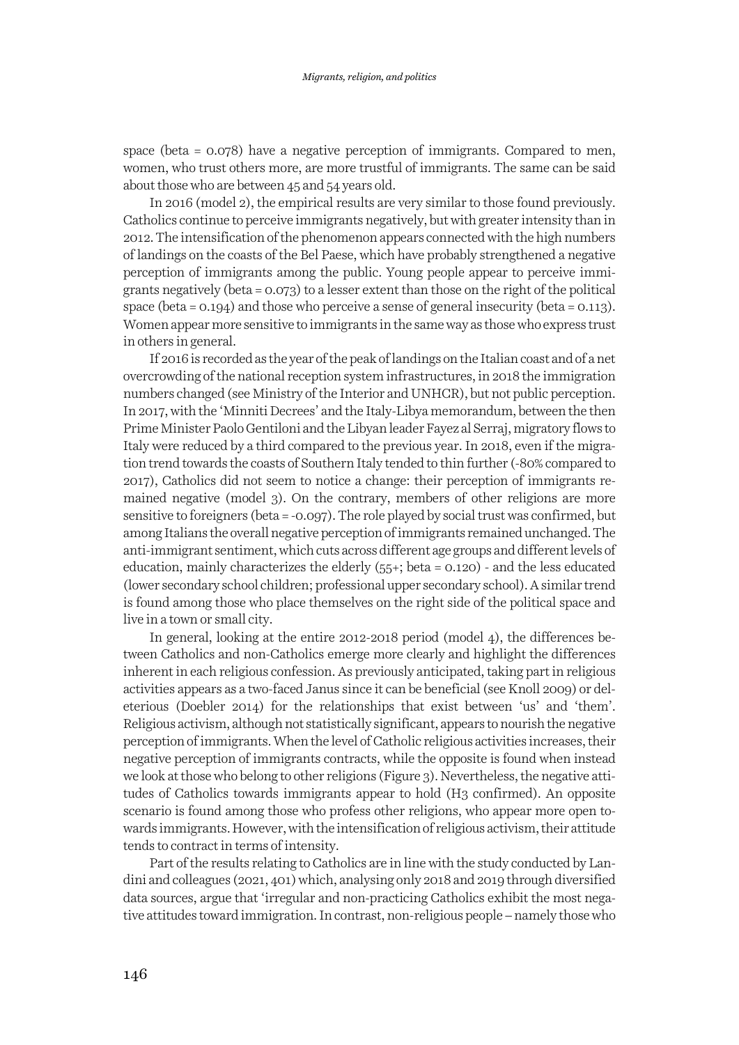space (beta = 0.078) have a negative perception of immigrants. Compared to men, women, who trust others more, are more trustful of immigrants. The same can be said about those who are between 45 and 54 years old.

In 2016 (model 2), the empirical results are very similar to those found previously. Catholics continue to perceive immigrants negatively, but with greater intensity than in 2012. The intensification of the phenomenon appears connected with the high numbers of landings on the coasts of the Bel Paese, which have probably strengthened a negative perception of immigrants among the public. Young people appear to perceive immigrants negatively (beta = 0.073) to a lesser extent than those on the right of the political space (beta = 0.194) and those who perceive a sense of general insecurity (beta = 0.113). Women appear more sensitive to immigrants in the same way as those who express trust in others in general.

If 2016 is recorded as the year of the peak of landings on the Italian coast and of a net overcrowding of the national reception system infrastructures, in 2018 the immigration numbers changed (see Ministry of the Interior and UNHCR), but not public perception. In 2017, with the 'Minniti Decrees' and the Italy-Libya memorandum, between the then Prime Minister Paolo Gentiloni and the Libyan leader Fayez al Serraj, migratory flows to Italy were reduced by a third compared to the previous year. In 2018, even if the migration trend towards the coasts of Southern Italy tended to thin further (-80% compared to 2017), Catholics did not seem to notice a change: their perception of immigrants remained negative (model 3). On the contrary, members of other religions are more sensitive to foreigners (beta = -0.097). The role played by social trust was confirmed, but among Italians the overall negative perception of immigrants remained unchanged. The anti-immigrant sentiment, which cuts across different age groups and different levels of education, mainly characterizes the elderly (55+; beta = 0.120) - and the less educated (lower secondary school children; professional upper secondary school). A similar trend is found among those who place themselves on the right side of the political space and live in a town or small city.

In general, looking at the entire 2012-2018 period (model 4), the differences between Catholics and non-Catholics emerge more clearly and highlight the differences inherent in each religious confession. As previously anticipated, taking part in religious activities appears as a two-faced Janus since it can be beneficial (see Knoll 2009) or deleterious (Doebler 2014) for the relationships that exist between 'us' and 'them'. Religious activism, although not statistically significant, appears to nourish the negative perception of immigrants. When the level of Catholic religious activities increases, their negative perception of immigrants contracts, while the opposite is found when instead we look at those who belong to other religions (Figure 3). Nevertheless, the negative attitudes of Catholics towards immigrants appear to hold (H3 confirmed). An opposite scenario is found among those who profess other religions, who appear more open towards immigrants. However, with the intensification of religious activism, their attitude tends to contract in terms of intensity.

Part of the results relating to Catholics are in line with the study conducted by Landini and colleagues (2021, 401) which, analysing only 2018 and 2019 through diversified data sources, argue that 'irregular and non-practicing Catholics exhibit the most negative attitudes toward immigration. In contrast, non-religious people – namely those who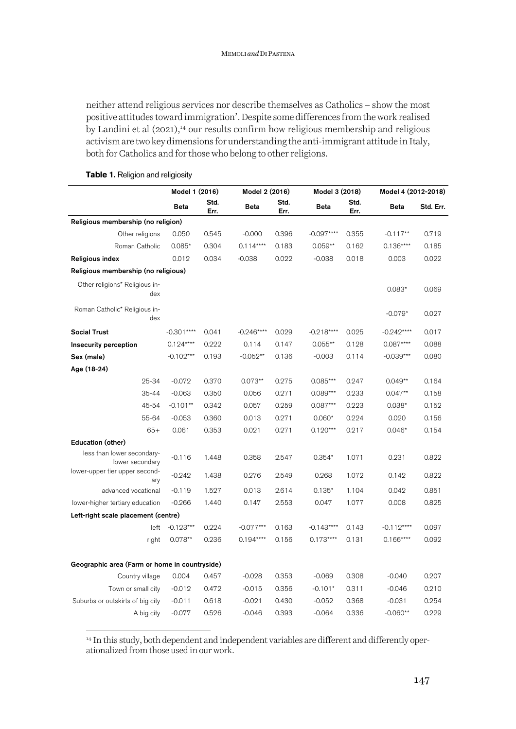neither attend religious services nor describe themselves as Catholics – show the most positive attitudes toward immigration'. Despite some differences from the work realised by Landini et al (2021),[14] our results confirm how religious membership and religious activism are two key dimensions for understanding the anti-immigrant attitude in Italy, both for Catholics and for those who belong to other religions.

**Table 1.** Religion and religiosity

| | Model 1 (2016) | | Model 2 (2016) | | Model 3 (2018) | | Model 4 (2012-2018) | |
|---|---|---|---|---|---|---|---|---|
| | Beta | Std. Err. | Beta | Std. Err. | Beta | Std. Err. | Beta | Std. Err. |
| **Religious membership (no religion)** | | | | | | | | |
| Other religions | 0.050 | 0.545 | -0.000 | 0.396 | -0.097**** | 0.355 | -0.117** | 0.719 |
| Roman Catholic | 0.085* | 0.304 | 0.114**** | 0.183 | 0.059** | 0.162 | 0.136**** | 0.185 |
| **Religious index** | 0.012 | 0.034 | -0.038 | 0.022 | -0.038 | 0.018 | 0.003 | 0.022 |
| **Religious membership (no religious)** | | | | | | | | |
| Other religions* Religious index | | | | | | | 0.083* | 0.069 |
| Roman Catholic* Religious index | | | | | | | -0.079* | 0.027 |
| **Social Trust** | -0.301**** | 0.041 | -0.246**** | 0.029 | -0.218**** | 0.025 | -0.242**** | 0.017 |
| **Insecurity perception** | 0.124**** | 0.222 | 0.114 | 0.147 | 0.055** | 0.128 | 0.087**** | 0.088 |
| **Sex (male)** | -0.102*** | 0.193 | -0.052** | 0.136 | -0.003 | 0.114 | -0.039*** | 0.080 |
| **Age (18-24)** | | | | | | | | |
| 25-34 | -0.072 | 0.370 | 0.073** | 0.275 | 0.085*** | 0.247 | 0.049** | 0.164 |
| 35-44 | -0.063 | 0.350 | 0.056 | 0.271 | 0.089*** | 0.233 | 0.047** | 0.158 |
| 45-54 | -0.101** | 0.342 | 0.057 | 0.259 | 0.087*** | 0.223 | 0.038* | 0.152 |
| 55-64 | -0.053 | 0.360 | 0.013 | 0.271 | 0.060* | 0.224 | 0.020 | 0.156 |
| 65+ | 0.061 | 0.353 | 0.021 | 0.271 | 0.120*** | 0.217 | 0.046* | 0.154 |
| **Education (other)** | | | | | | | | |
| less than lower secondary-lower secondary | -0.116 | 1.448 | 0.358 | 2.547 | 0.354* | 1.071 | 0.231 | 0.822 |
| lower-upper tier upper secondary | -0.242 | 1.438 | 0.276 | 2.549 | 0.268 | 1.072 | 0.142 | 0.822 |
| advanced vocational | -0.119 | 1.527 | 0.013 | 2.614 | 0.135* | 1.104 | 0.042 | 0.851 |
| lower-higher tertiary education | -0.266 | 1.440 | 0.147 | 2.553 | 0.047 | 1.077 | 0.008 | 0.825 |
| **Left-right scale placement (centre)** | | | | | | | | |
| left | -0.123*** | 0.224 | -0.077*** | 0.163 | -0.143**** | 0.143 | -0.112**** | 0.097 |
| right | 0.078** | 0.236 | 0.194**** | 0.156 | 0.173**** | 0.131 | 0.166**** | 0.092 |
| **Geographic area (Farm or home in countryside)** | | | | | | | | |
| Country village | 0.004 | 0.457 | -0.028 | 0.353 | -0.069 | 0.308 | -0.040 | 0.207 |
| Town or small city | -0.012 | 0.472 | -0.015 | 0.356 | -0.101* | 0.311 | -0.046 | 0.210 |
| Suburbs or outskirts of big city | -0.011 | 0.618 | -0.021 | 0.430 | -0.052 | 0.368 | -0.031 | 0.254 |
| A big city | -0.077 | 0.526 | -0.046 | 0.393 | -0.064 | 0.336 | -0.060** | 0.229 |

[14] In this study, both dependent and independent variables are different and differently operationalized from those used in our work.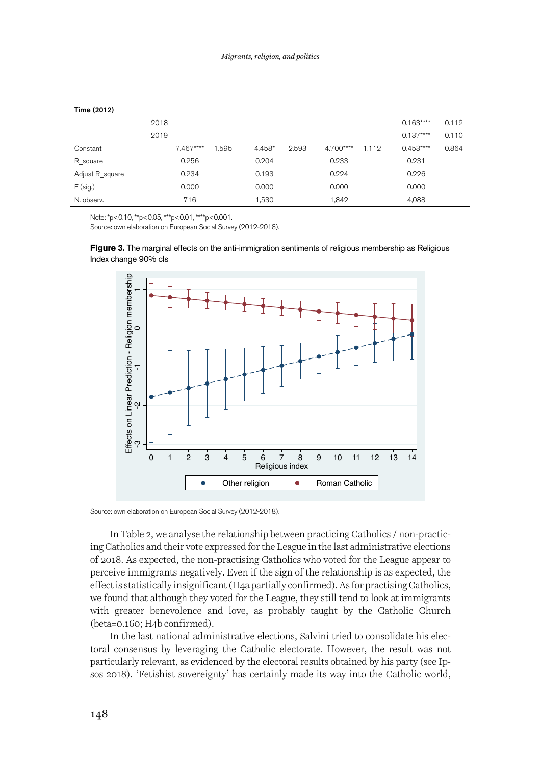| Time (2012) | | | | | | | | |
|---|---|---|---|---|---|---|---|---|
| 2018 | | | | | | | 0.163**** | 0.112 |
| 2019 | | | | | | | 0.137**** | 0.110 |
| Constant | 7.467**** | 1.595 | 4.458* | 2.593 | 4.700**** | 1.112 | 0.453**** | 0.864 |
| R_square | 0.256 | | 0.204 | | 0.233 | | 0.231 | |
| Adjust R_square | 0.234 | | 0.193 | | 0.224 | | 0.226 | |
| F (sig.) | 0.000 | | 0.000 | | 0.000 | | 0.000 | |
| N. observ. | 716 | | 1,530 | | 1,842 | | 4,088 | |

Note: *p<0.10, **p<0.05, ***p<0.01, ****p<0.001.
Source: own elaboration on European Social Survey (2012-2018).

**Figure 3.** The marginal effects on the anti-immigration sentiments of religious membership as Religious Index change 90% cls

Source: own elaboration on European Social Survey (2012-2018).

In Table 2, we analyse the relationship between practicing Catholics / non-practicing Catholics and their vote expressed for the League in the last administrative elections of 2018. As expected, the non-practising Catholics who voted for the League appear to perceive immigrants negatively. Even if the sign of the relationship is as expected, the effect is statistically insignificant (H4a partially confirmed). As for practising Catholics, we found that although they voted for the League, they still tend to look at immigrants with greater benevolence and love, as probably taught by the Catholic Church (beta=0.160; H4b confirmed).

In the last national administrative elections, Salvini tried to consolidate his electoral consensus by leveraging the Catholic electorate. However, the result was not particularly relevant, as evidenced by the electoral results obtained by his party (see Ipsos 2018). 'Fetishist sovereignty' has certainly made its way into the Catholic world,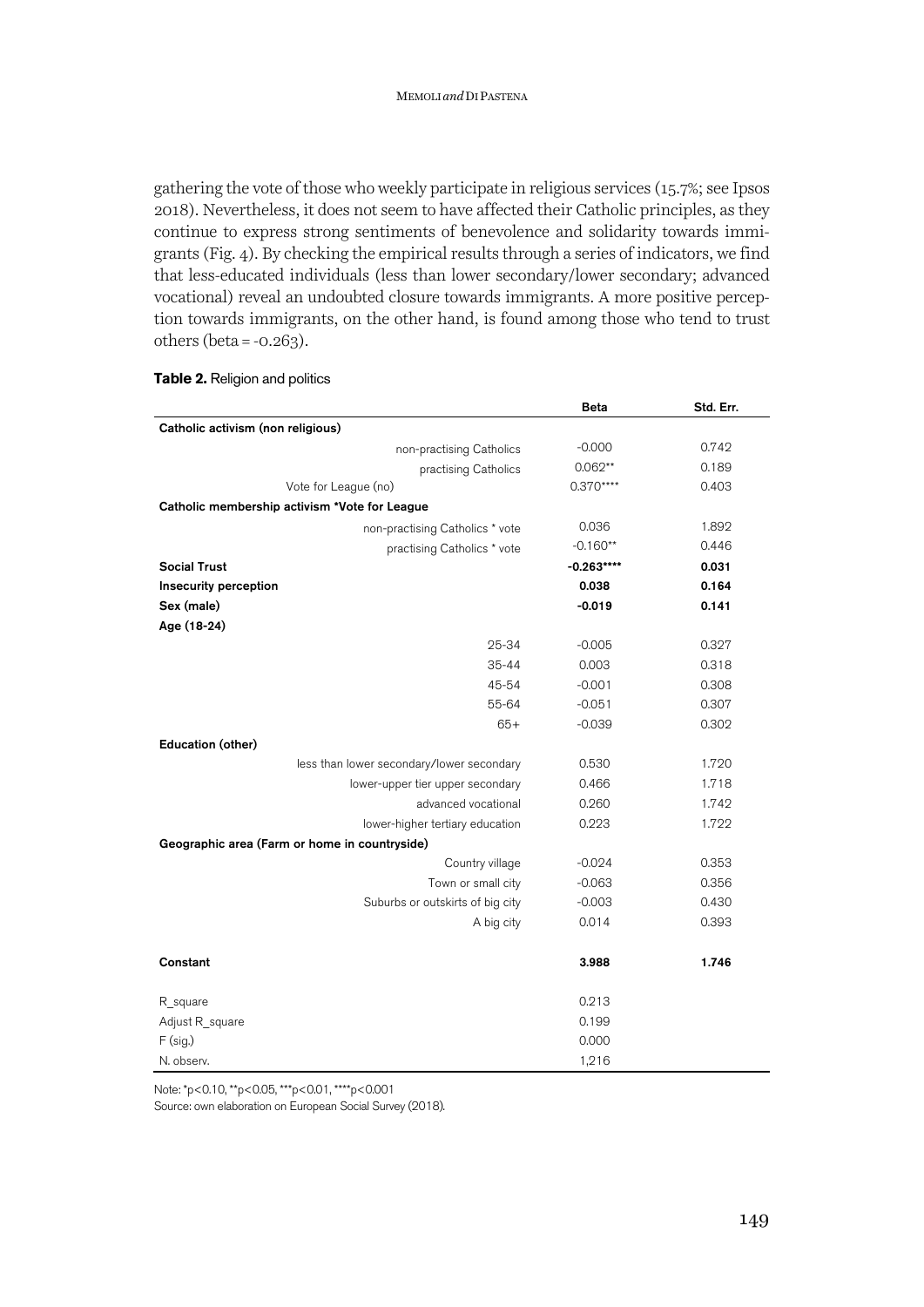gathering the vote of those who weekly participate in religious services (15.7%; see Ipsos 2018). Nevertheless, it does not seem to have affected their Catholic principles, as they continue to express strong sentiments of benevolence and solidarity towards immigrants (Fig. 4). By checking the empirical results through a series of indicators, we find that less-educated individuals (less than lower secondary/lower secondary; advanced vocational) reveal an undoubted closure towards immigrants. A more positive perception towards immigrants, on the other hand, is found among those who tend to trust others (beta = -0.263).

**Table 2.** Religion and politics

| | Beta | Std. Err. |
|---|---|---|
| **Catholic activism (non religious)** | | |
| non-practising Catholics | -0.000 | 0.742 |
| practising Catholics | 0.062** | 0.189 |
| Vote for League (no) | 0.370**** | 0.403 |
| **Catholic membership activism *Vote for League** | | |
| non-practising Catholics * vote | 0.036 | 1.892 |
| practising Catholics * vote | -0.160** | 0.446 |
| **Social Trust** | **-0.263****** | **0.031** |
| **Insecurity perception** | **0.038** | **0.164** |
| **Sex (male)** | **-0.019** | **0.141** |
| **Age (18-24)** | | |
| 25-34 | -0.005 | 0.327 |
| 35-44 | 0.003 | 0.318 |
| 45-54 | -0.001 | 0.308 |
| 55-64 | -0.051 | 0.307 |
| 65+ | -0.039 | 0.302 |
| **Education (other)** | | |
| less than lower secondary/lower secondary | 0.530 | 1.720 |
| lower-upper tier upper secondary | 0.466 | 1.718 |
| advanced vocational | 0.260 | 1.742 |
| lower-higher tertiary education | 0.223 | 1.722 |
| **Geographic area (Farm or home in countryside)** | | |
| Country village | -0.024 | 0.353 |
| Town or small city | -0.063 | 0.356 |
| Suburbs or outskirts of big city | -0.003 | 0.430 |
| A big city | 0.014 | 0.393 |
| **Constant** | **3.988** | **1.746** |
| R_square | 0.213 | |
| Adjust R_square | 0.199 | |
| F (sig.) | 0.000 | |
| N. observ. | 1,216 | |

Note: *p<0.10, **p<0.05, ***p<0.01, ****p<0.001

Source: own elaboration on European Social Survey (2018).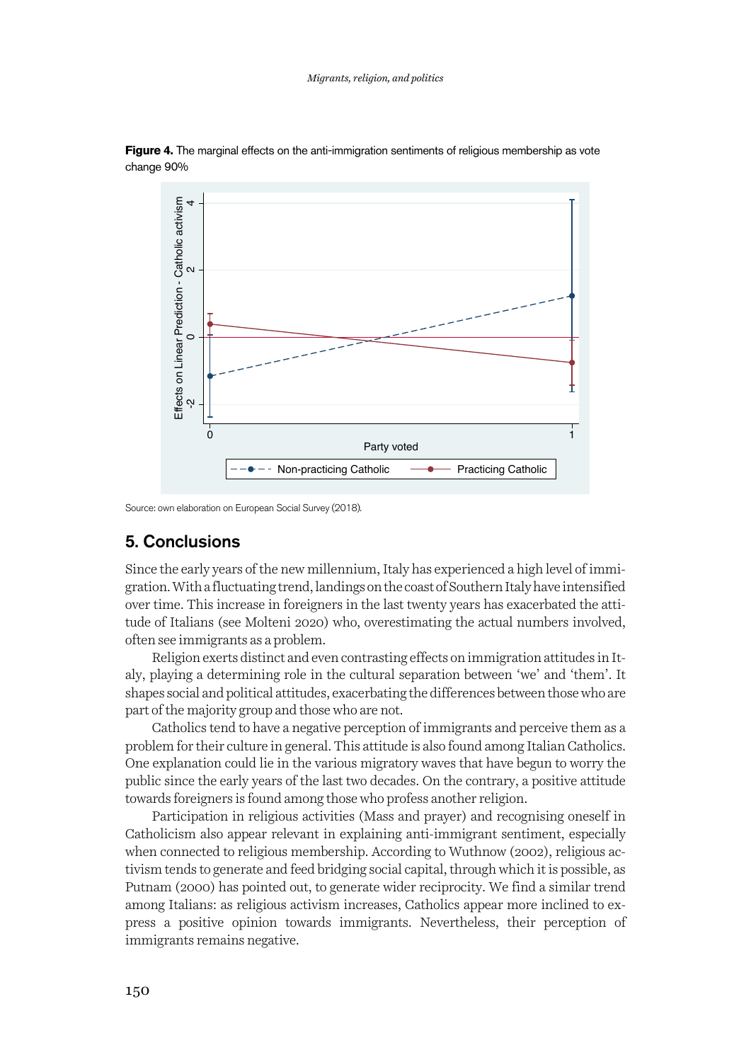**Figure 4.** The marginal effects on the anti-immigration sentiments of religious membership as vote change 90%

Source: own elaboration on European Social Survey (2018).

## 5. Conclusions

Since the early years of the new millennium, Italy has experienced a high level of immigration. With a fluctuating trend, landings on the coast of Southern Italy have intensified over time. This increase in foreigners in the last twenty years has exacerbated the attitude of Italians (see Molteni 2020) who, overestimating the actual numbers involved, often see immigrants as a problem.

Religion exerts distinct and even contrasting effects on immigration attitudes in Italy, playing a determining role in the cultural separation between 'we' and 'them'. It shapes social and political attitudes, exacerbating the differences between those who are part of the majority group and those who are not.

Catholics tend to have a negative perception of immigrants and perceive them as a problem for their culture in general. This attitude is also found among Italian Catholics. One explanation could lie in the various migratory waves that have begun to worry the public since the early years of the last two decades. On the contrary, a positive attitude towards foreigners is found among those who profess another religion.

Participation in religious activities (Mass and prayer) and recognising oneself in Catholicism also appear relevant in explaining anti-immigrant sentiment, especially when connected to religious membership. According to Wuthnow (2002), religious activism tends to generate and feed bridging social capital, through which it is possible, as Putnam (2000) has pointed out, to generate wider reciprocity. We find a similar trend among Italians: as religious activism increases, Catholics appear more inclined to express a positive opinion towards immigrants. Nevertheless, their perception of immigrants remains negative.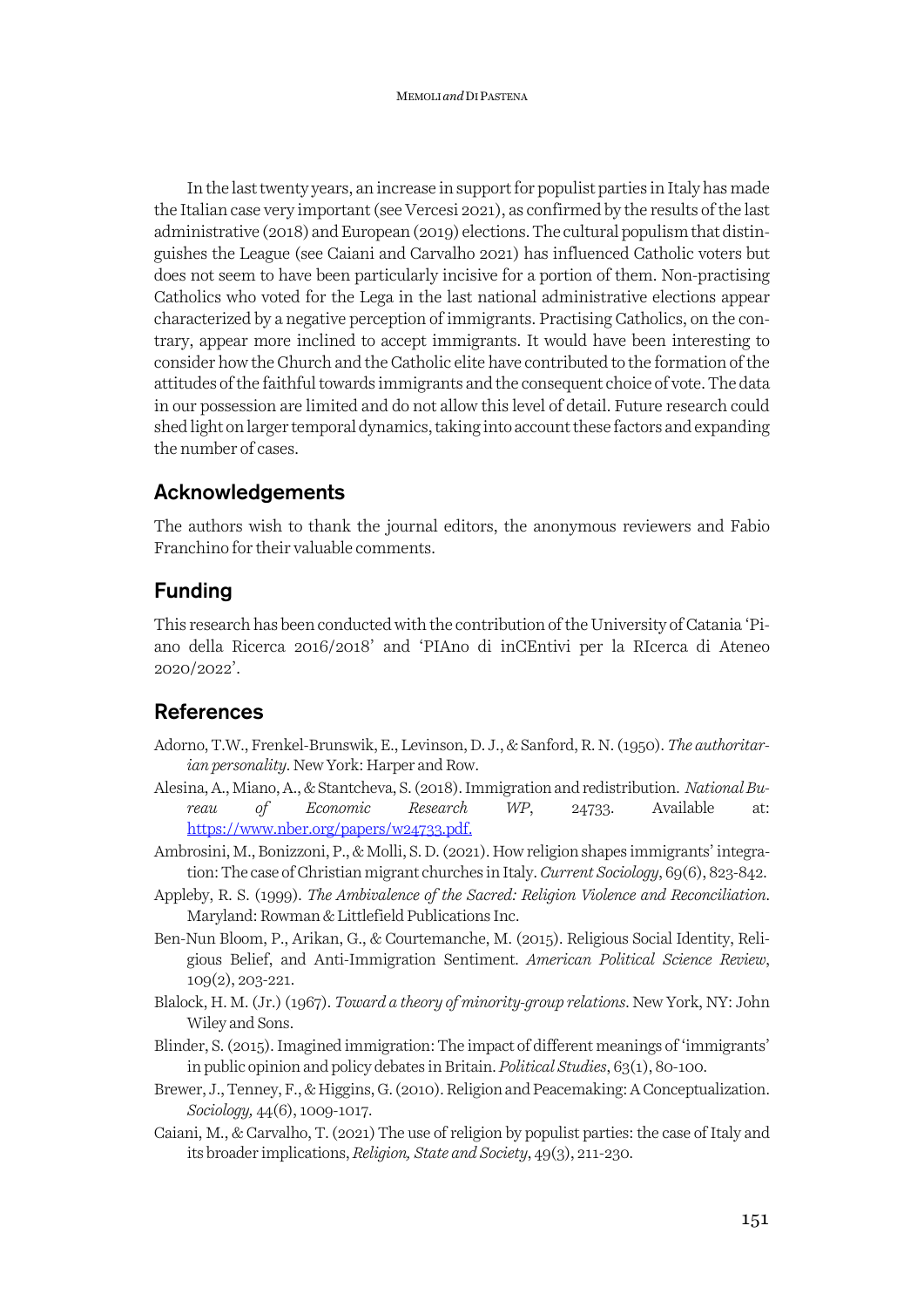In the last twenty years, an increase in support for populist parties in Italy has made the Italian case very important (see Vercesi 2021), as confirmed by the results of the last administrative (2018) and European (2019) elections. The cultural populism that distinguishes the League (see Caiani and Carvalho 2021) has influenced Catholic voters but does not seem to have been particularly incisive for a portion of them. Non-practising Catholics who voted for the Lega in the last national administrative elections appear characterized by a negative perception of immigrants. Practising Catholics, on the contrary, appear more inclined to accept immigrants. It would have been interesting to consider how the Church and the Catholic elite have contributed to the formation of the attitudes of the faithful towards immigrants and the consequent choice of vote. The data in our possession are limited and do not allow this level of detail. Future research could shed light on larger temporal dynamics, taking into account these factors and expanding the number of cases.

## Acknowledgements

The authors wish to thank the journal editors, the anonymous reviewers and Fabio Franchino for their valuable comments.

## Funding

This research has been conducted with the contribution of the University of Catania 'Piano della Ricerca 2016/2018' and 'PIAno di inCEntivi per la RIcerca di Ateneo 2020/2022'.

## References

Adorno, T.W., Frenkel-Brunswik, E., Levinson, D. J., & Sanford, R. N. (1950). *The authoritarian personality*. New York: Harper and Row.

Alesina, A., Miano, A., & Stantcheva, S. (2018). Immigration and redistribution. *National Bureau of Economic Research WP*, 24733. Available at: https://www.nber.org/papers/w24733.pdf.

Ambrosini, M., Bonizzoni, P., & Molli, S. D. (2021). How religion shapes immigrants' integration: The case of Christian migrant churches in Italy. *Current Sociology*, 69(6), 823-842.

Appleby, R. S. (1999). *The Ambivalence of the Sacred: Religion Violence and Reconciliation*. Maryland: Rowman & Littlefield Publications Inc.

Ben-Nun Bloom, P., Arikan, G., & Courtemanche, M. (2015). Religious Social Identity, Religious Belief, and Anti-Immigration Sentiment. *American Political Science Review*, 109(2), 203-221.

Blalock, H. M. (Jr.) (1967). *Toward a theory of minority-group relations*. New York, NY: John Wiley and Sons.

Blinder, S. (2015). Imagined immigration: The impact of different meanings of 'immigrants' in public opinion and policy debates in Britain. *Political Studies*, 63(1), 80-100.

Brewer, J., Tenney, F., & Higgins, G. (2010). Religion and Peacemaking: A Conceptualization. *Sociology,* 44(6), 1009-1017.

Caiani, M., & Carvalho, T. (2021) The use of religion by populist parties: the case of Italy and its broader implications, *Religion, State and Society*, 49(3), 211-230.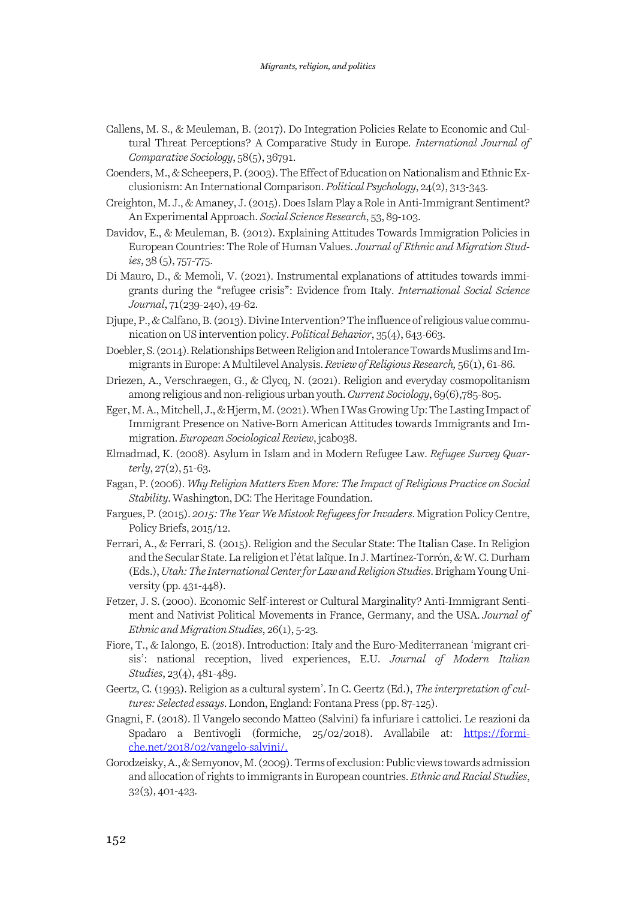Callens, M. S., & Meuleman, B. (2017). Do Integration Policies Relate to Economic and Cultural Threat Perceptions? A Comparative Study in Europe. *International Journal of Comparative Sociology*, 58(5), 36791.

Coenders, M., & Scheepers, P. (2003). The Effect of Education on Nationalism and Ethnic Exclusionism: An International Comparison. *Political Psychology*, 24(2), 313-343.

Creighton, M. J., & Amaney, J. (2015). Does Islam Play a Role in Anti-Immigrant Sentiment? An Experimental Approach. *Social Science Research*, 53, 89-103.

Davidov, E., & Meuleman, B. (2012). Explaining Attitudes Towards Immigration Policies in European Countries: The Role of Human Values. *Journal of Ethnic and Migration Studies*, 38 (5), 757-775.

Di Mauro, D., & Memoli, V. (2021). Instrumental explanations of attitudes towards immigrants during the "refugee crisis": Evidence from Italy. *International Social Science Journal*, 71(239-240), 49-62.

Djupe, P., & Calfano, B. (2013). Divine Intervention? The influence of religious value communication on US intervention policy. *Political Behavior*, 35(4), 643-663.

Doebler, S. (2014). Relationships Between Religion and Intolerance Towards Muslims and Immigrants in Europe: A Multilevel Analysis. *Review of Religious Research,* 56(1), 61-86.

Driezen, A., Verschraegen, G., & Clycq, N. (2021). Religion and everyday cosmopolitanism among religious and non-religious urban youth. *Current Sociology*, 69(6),785-805.

Eger, M. A., Mitchell, J., & Hjerm, M. (2021). When I Was Growing Up: The Lasting Impact of Immigrant Presence on Native-Born American Attitudes towards Immigrants and Immigration. *European Sociological Review*, jcab038.

Elmadmad, K. (2008). Asylum in Islam and in Modern Refugee Law. *Refugee Survey Quarterly*, 27(2), 51-63.

Fagan, P. (2006). *Why Religion Matters Even More: The Impact of Religious Practice on Social Stability*. Washington, DC: The Heritage Foundation.

Fargues, P. (2015). *2015: The Year We Mistook Refugees for Invaders*. Migration Policy Centre, Policy Briefs, 2015/12.

Ferrari, A., & Ferrari, S. (2015). Religion and the Secular State: The Italian Case. In Religion and the Secular State. La religion et l'état laïque. In J. Martínez-Torrón, & W. C. Durham (Eds.), *Utah: The International Center for Law and Religion Studies*. Brigham Young University (pp. 431-448).

Fetzer, J. S. (2000). Economic Self-interest or Cultural Marginality? Anti-Immigrant Sentiment and Nativist Political Movements in France, Germany, and the USA. *Journal of Ethnic and Migration Studies*, 26(1), 5-23.

Fiore, T., & Ialongo, E. (2018). Introduction: Italy and the Euro-Mediterranean 'migrant crisis': national reception, lived experiences, E.U. *Journal of Modern Italian Studies*, 23(4), 481-489.

Geertz, C. (1993). Religion as a cultural system'. In C. Geertz (Ed.), *The interpretation of cultures: Selected essays*. London, England: Fontana Press (pp. 87-125).

Gnagni, F. (2018). Il Vangelo secondo Matteo (Salvini) fa infuriare i cattolici. Le reazioni da Spadaro a Bentivogli (formiche, 25/02/2018). Avallabile at: https://formiche.net/2018/02/vangelo-salvini/.

Gorodzeisky, A., & Semyonov, M. (2009). Terms of exclusion: Public views towards admission and allocation of rights to immigrants in European countries. *Ethnic and Racial Studies*, 32(3), 401-423.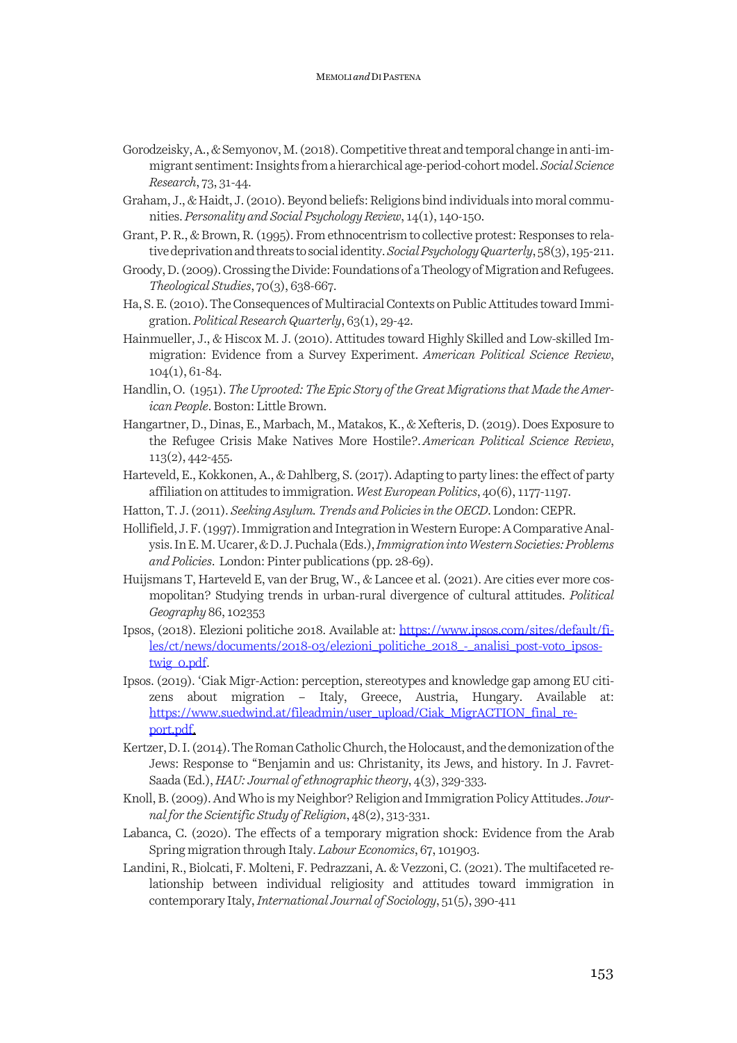Gorodzeisky, A., & Semyonov, M. (2018). Competitive threat and temporal change in anti-immigrant sentiment: Insights from a hierarchical age-period-cohort model. *Social Science Research*, 73, 31-44.

Graham, J., & Haidt, J. (2010). Beyond beliefs: Religions bind individuals into moral communities. *Personality and Social Psychology Review*, 14(1), 140-150.

Grant, P. R., & Brown, R. (1995). From ethnocentrism to collective protest: Responses to relative deprivation and threats to social identity. *Social Psychology Quarterly*, 58(3), 195-211.

Groody, D. (2009). Crossing the Divide: Foundations of a Theology of Migration and Refugees. *Theological Studies*, 70(3), 638-667.

Ha, S. E. (2010). The Consequences of Multiracial Contexts on Public Attitudes toward Immigration. *Political Research Quarterly*, 63(1), 29-42.

Hainmueller, J., & Hiscox M. J. (2010). Attitudes toward Highly Skilled and Low-skilled Immigration: Evidence from a Survey Experiment. *American Political Science Review*, 104(1), 61-84.

Handlin, O. (1951). *The Uprooted: The Epic Story of the Great Migrations that Made the American People*. Boston: Little Brown.

Hangartner, D., Dinas, E., Marbach, M., Matakos, K., & Xefteris, D. (2019). Does Exposure to the Refugee Crisis Make Natives More Hostile?. *American Political Science Review*, 113(2), 442-455.

Harteveld, E., Kokkonen, A., & Dahlberg, S. (2017). Adapting to party lines: the effect of party affiliation on attitudes to immigration. *West European Politics*, 40(6), 1177-1197.

Hatton, T. J. (2011). *Seeking Asylum. Trends and Policies in the OECD*. London: CEPR.

Hollifield, J. F. (1997). Immigration and Integration in Western Europe: A Comparative Analysis. In E. M. Ucarer, & D. J. Puchala (Eds.), *Immigration into Western Societies: Problems and Policies*. London: Pinter publications (pp. 28-69).

Huijsmans T, Harteveld E, van der Brug, W., & Lancee et al. (2021). Are cities ever more cosmopolitan? Studying trends in urban-rural divergence of cultural attitudes. *Political Geography* 86, 102353

Ipsos, (2018). Elezioni politiche 2018. Available at: [https://www.ipsos.com/sites/default/files/ct/news/documents/2018-03/elezioni_politiche_2018_-_analisi_post-voto_ipsos-twig_0.pdf](https://www.ipsos.com/sites/default/files/ct/news/documents/2018-03/elezioni_politiche_2018_-_analisi_post-voto_ipsos-twig_0.pdf).

Ipsos. (2019). 'Ciak Migr-Action: perception, stereotypes and knowledge gap among EU citizens about migration – Italy, Greece, Austria, Hungary. Available at: [https://www.suedwind.at/fileadmin/user_upload/Ciak_MigrACTION_final_report.pdf](https://www.suedwind.at/fileadmin/user_upload/Ciak_MigrACTION_final_report.pdf).

Kertzer, D. I. (2014). The Roman Catholic Church, the Holocaust, and the demonization of the Jews: Response to "Benjamin and us: Christanity, its Jews, and history. In J. Favret-Saada (Ed.), *HAU: Journal of ethnographic theory*, 4(3), 329-333.

Knoll, B. (2009). And Who is my Neighbor? Religion and Immigration Policy Attitudes. *Journal for the Scientific Study of Religion*, 48(2), 313-331.

Labanca, C. (2020). The effects of a temporary migration shock: Evidence from the Arab Spring migration through Italy. *Labour Economics*, 67, 101903.

Landini, R., Biolcati, F. Molteni, F. Pedrazzani, A. & Vezzoni, C. (2021). The multifaceted relationship between individual religiosity and attitudes toward immigration in contemporary Italy, *International Journal of Sociology*, 51(5), 390-411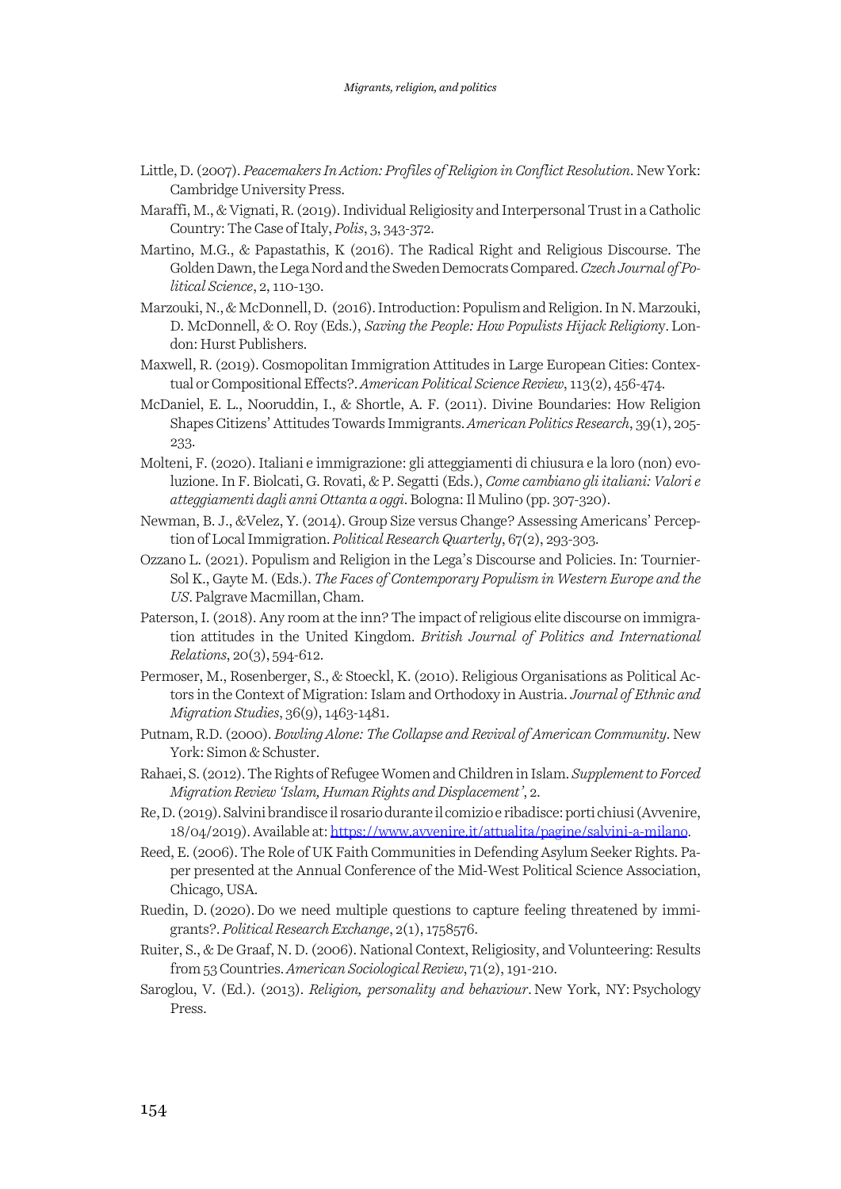Little, D. (2007). *Peacemakers In Action: Profiles of Religion in Conflict Resolution*. New York: Cambridge University Press.

Maraffi, M., & Vignati, R. (2019). Individual Religiosity and Interpersonal Trust in a Catholic Country: The Case of Italy, *Polis*, 3, 343-372.

Martino, M.G., & Papastathis, K (2016). The Radical Right and Religious Discourse. The Golden Dawn, the Lega Nord and the Sweden Democrats Compared. *Czech Journal of Political Science*, 2, 110-130.

Marzouki, N., & McDonnell, D. (2016). Introduction: Populism and Religion. In N. Marzouki, D. McDonnell, & O. Roy (Eds.), *Saving the People: How Populists Hijack Religion*y. London: Hurst Publishers.

Maxwell, R. (2019). Cosmopolitan Immigration Attitudes in Large European Cities: Contextual or Compositional Effects?. *American Political Science Review*, 113(2), 456-474.

McDaniel, E. L., Nooruddin, I., & Shortle, A. F. (2011). Divine Boundaries: How Religion Shapes Citizens' Attitudes Towards Immigrants. *American Politics Research*, 39(1), 205-233.

Molteni, F. (2020). Italiani e immigrazione: gli atteggiamenti di chiusura e la loro (non) evoluzione. In F. Biolcati, G. Rovati, & P. Segatti (Eds.), *Come cambiano gli italiani: Valori e atteggiamenti dagli anni Ottanta a oggi*. Bologna: Il Mulino (pp. 307-320).

Newman, B. J., &Velez, Y. (2014). Group Size versus Change? Assessing Americans' Perception of Local Immigration. *Political Research Quarterly*, 67(2), 293-303.

Ozzano L. (2021). Populism and Religion in the Lega's Discourse and Policies. In: Tournier-Sol K., Gayte M. (Eds.). *The Faces of Contemporary Populism in Western Europe and the US*. Palgrave Macmillan, Cham.

Paterson, I. (2018). Any room at the inn? The impact of religious elite discourse on immigration attitudes in the United Kingdom. *British Journal of Politics and International Relations*, 20(3), 594-612.

Permoser, M., Rosenberger, S., & Stoeckl, K. (2010). Religious Organisations as Political Actors in the Context of Migration: Islam and Orthodoxy in Austria. *Journal of Ethnic and Migration Studies*, 36(9), 1463-1481.

Putnam, R.D. (2000). *Bowling Alone: The Collapse and Revival of American Community*. New York: Simon & Schuster.

Rahaei, S. (2012). The Rights of Refugee Women and Children in Islam. *Supplement to Forced Migration Review 'Islam, Human Rights and Displacement'*, 2.

Re, D. (2019). Salvini brandisce il rosario durante il comizio e ribadisce: porti chiusi (Avvenire, 18/04/2019). Available at: https://www.avvenire.it/attualita/pagine/salvini-a-milano.

Reed, E. (2006). The Role of UK Faith Communities in Defending Asylum Seeker Rights. Paper presented at the Annual Conference of the Mid-West Political Science Association, Chicago, USA.

Ruedin, D. (2020). Do we need multiple questions to capture feeling threatened by immigrants?. *Political Research Exchange*, 2(1), 1758576.

Ruiter, S., & De Graaf, N. D. (2006). National Context, Religiosity, and Volunteering: Results from 53 Countries. *American Sociological Review*, 71(2), 191-210.

Saroglou, V. (Ed.). (2013). *Religion, personality and behaviour*. New York, NY: Psychology Press.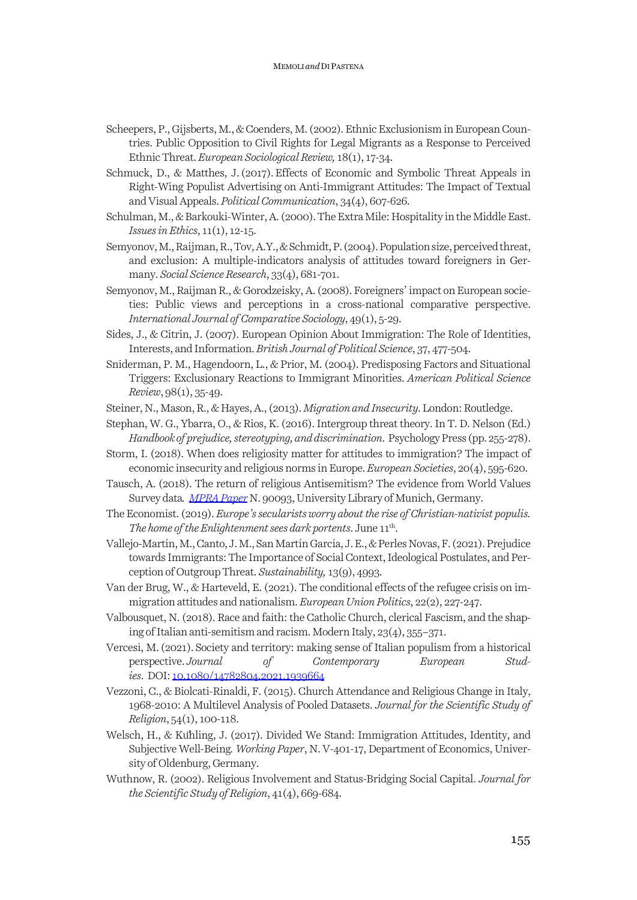Scheepers, P., Gijsberts, M., & Coenders, M. (2002). Ethnic Exclusionism in European Countries. Public Opposition to Civil Rights for Legal Migrants as a Response to Perceived Ethnic Threat. *European Sociological Review,* 18(1), 17-34.

Schmuck, D., & Matthes, J. (2017). Effects of Economic and Symbolic Threat Appeals in Right-Wing Populist Advertising on Anti-Immigrant Attitudes: The Impact of Textual and Visual Appeals. *Political Communication*, 34(4), 607-626.

Schulman, M., & Barkouki-Winter, A. (2000). The Extra Mile: Hospitality in the Middle East. *Issues in Ethics*, 11(1), 12-15.

Semyonov, M., Raijman, R., Tov, A.Y., & Schmidt, P. (2004). Population size, perceived threat, and exclusion: A multiple-indicators analysis of attitudes toward foreigners in Germany. *Social Science Research*, 33(4), 681-701.

Semyonov, M., Raijman R., & Gorodzeisky, A. (2008). Foreigners' impact on European societies: Public views and perceptions in a cross-national comparative perspective. *International Journal of Comparative Sociology*, 49(1), 5-29.

Sides, J., & Citrin, J. (2007). European Opinion About Immigration: The Role of Identities, Interests, and Information. *British Journal of Political Science*, 37, 477-504.

Sniderman, P. M., Hagendoorn, L., & Prior, M. (2004). Predisposing Factors and Situational Triggers: Exclusionary Reactions to Immigrant Minorities. *American Political Science Review*, 98(1), 35-49.

Steiner, N., Mason, R., & Hayes, A., (2013). *Migration and Insecurity*. London: Routledge.

Stephan, W. G., Ybarra, O., & Rios, K. (2016). Intergroup threat theory. In T. D. Nelson (Ed.) *Handbook of prejudice, stereotyping, and discrimination.* Psychology Press (pp. 255-278).

Storm, I. (2018). When does religiosity matter for attitudes to immigration? The impact of economic insecurity and religious norms in Europe. *European Societies*, 20(4), 595-620.

Tausch, A. (2018). The return of religious Antisemitism? The evidence from World Values Survey data. *MPRA Paper* N. 90093, University Library of Munich, Germany.

The Economist. (2019). *Europe's secularists worry about the rise of Christian-nativist populis. The home of the Enlightenment sees dark portents*. June 11th.

Vallejo-Martín, M., Canto, J. M., San Martín García, J. E., & Perles Novas, F. (2021). Prejudice towards Immigrants: The Importance of Social Context, Ideological Postulates, and Perception of Outgroup Threat. *Sustainability,* 13(9), 4993.

Van der Brug, W., & Harteveld, E. (2021). The conditional effects of the refugee crisis on immigration attitudes and nationalism. *European Union Politics*, 22(2), 227-247.

Valbousquet, N. (2018). Race and faith: the Catholic Church, clerical Fascism, and the shaping of Italian anti-semitism and racism. Modern Italy, 23(4), 355–371.

Vercesi, M. (2021). Society and territory: making sense of Italian populism from a historical perspective. *Journal of Contemporary European Studies*. DOI: 10.1080/14782804.2021.1939664

Vezzoni, C., & Biolcati-Rinaldi, F. (2015). Church Attendance and Religious Change in Italy, 1968-2010: A Multilevel Analysis of Pooled Datasets. *Journal for the Scientific Study of Religion*, 54(1), 100-118.

Welsch, H., & Kühling, J. (2017). Divided We Stand: Immigration Attitudes, Identity, and Subjective Well-Being. *Working Paper*, N. V-401-17, Department of Economics, University of Oldenburg, Germany.

Wuthnow, R. (2002). Religious Involvement and Status-Bridging Social Capital. *Journal for the Scientific Study of Religion*, 41(4), 669-684.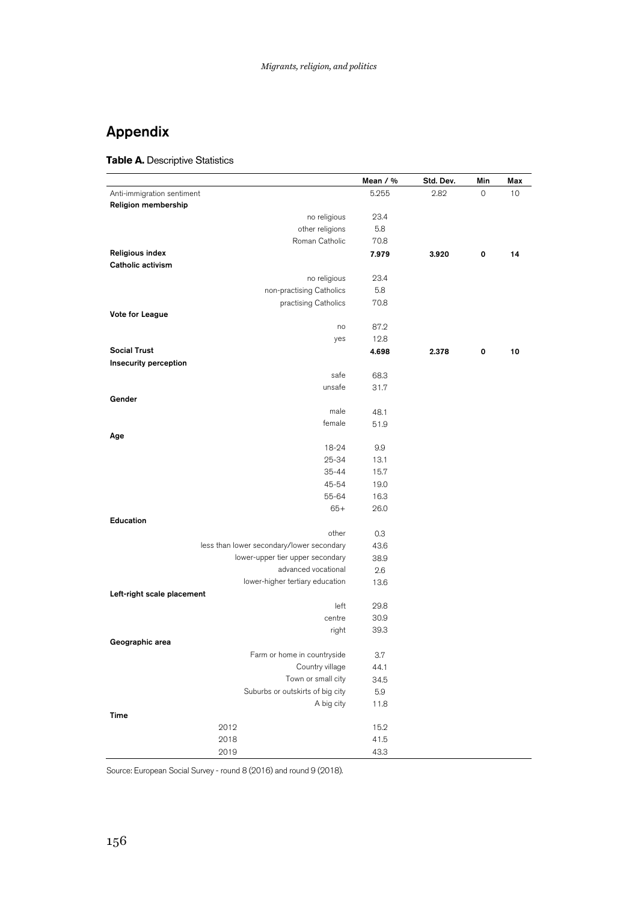## Appendix

**Table A.** Descriptive Statistics

| | Mean / % | Std. Dev. | Min | Max |
|---|---|---|---|---|
| Anti-immigration sentiment | 5.255 | 2.82 | 0 | 10 |
| **Religion membership** | | | | |
| no religious | 23.4 | | | |
| other religions | 5.8 | | | |
| Roman Catholic | 70.8 | | | |
| **Religious index** | **7.979** | **3.920** | **0** | **14** |
| **Catholic activism** | | | | |
| no religious | 23.4 | | | |
| non-practising Catholics | 5.8 | | | |
| practising Catholics | 70.8 | | | |
| **Vote for League** | | | | |
| no | 87.2 | | | |
| yes | 12.8 | | | |
| **Social Trust** | **4.698** | **2.378** | **0** | **10** |
| **Insecurity perception** | | | | |
| safe | 68.3 | | | |
| unsafe | 31.7 | | | |
| **Gender** | | | | |
| male | 48.1 | | | |
| female | 51.9 | | | |
| **Age** | | | | |
| 18-24 | 9.9 | | | |
| 25-34 | 13.1 | | | |
| 35-44 | 15.7 | | | |
| 45-54 | 19.0 | | | |
| 55-64 | 16.3 | | | |
| 65+ | 26.0 | | | |
| **Education** | | | | |
| other | 0.3 | | | |
| less than lower secondary/lower secondary | 43.6 | | | |
| lower-upper tier upper secondary | 38.9 | | | |
| advanced vocational | 2.6 | | | |
| lower-higher tertiary education | 13.6 | | | |
| **Left-right scale placement** | | | | |
| left | 29.8 | | | |
| centre | 30.9 | | | |
| right | 39.3 | | | |
| **Geographic area** | | | | |
| Farm or home in countryside | 3.7 | | | |
| Country village | 44.1 | | | |
| Town or small city | 34.5 | | | |
| Suburbs or outskirts of big city | 5.9 | | | |
| A big city | 11.8 | | | |
| **Time** | | | | |
| 2012 | 15.2 | | | |
| 2018 | 41.5 | | | |
| 2019 | 43.3 | | | |

Source: European Social Survey - round 8 (2016) and round 9 (2018).